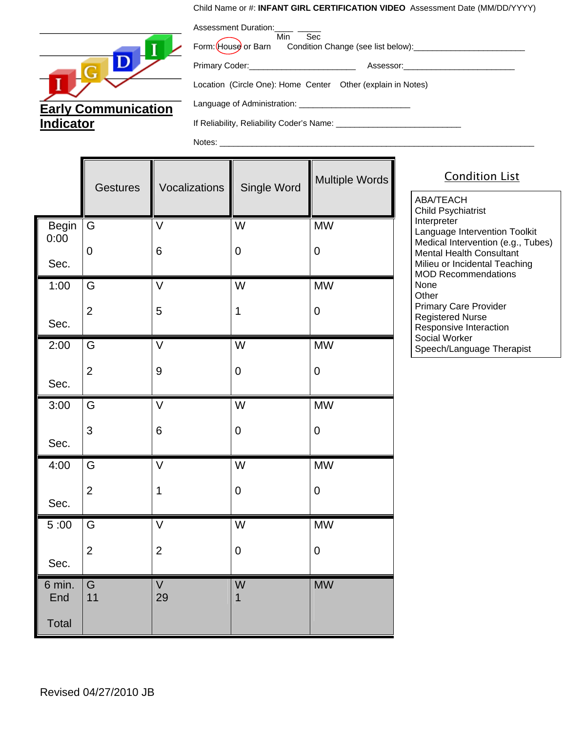**Early Communication Indicator**

Child Name or #: **INFANT GIRL CERTIFICATION VIDEO** Assessment Date (MM/DD/YYYY)

Assessment Duration:____ _____
Min Sec

Form: House or Barn Condition Change (see list below):________________________

Primary Coder:_______________________ Assessor:________________________

Location (Circle One): Home Center Other (explain in Notes)

Language of Administration: ________________________

If Reliability, Reliability Coder's Name: ___________________________

Notes: ____________________________________________________________________

| | Gestures | Vocalizations | Single Word | Multiple Words |
|---|---|---|---|---|
| Begin 0:00 Sec. | G 0 | V 6 | W 0 | MW 0 |
| 1:00 Sec. | G 2 | V 5 | W 1 | MW 0 |
| 2:00 Sec. | G 2 | V 9 | W 0 | MW 0 |
| 3:00 Sec. | G 3 | V 6 | W 0 | MW 0 |
| 4:00 Sec. | G 2 | V 1 | W 0 | MW 0 |
| 5 :00 Sec. | G 2 | V 2 | W 0 | MW 0 |
| 6 min. End Total | G 11 | V 29 | W 1 | MW |

## Condition List

- ABA/TEACH
- Child Psychiatrist
- Interpreter
- Language Intervention Toolkit
- Medical Intervention (e.g., Tubes)
- Mental Health Consultant
- Milieu or Incidental Teaching
- MOD Recommendations
- None
- Other
- Primary Care Provider
- Registered Nurse
- Responsive Interaction
- Social Worker
- Speech/Language Therapist

Revised 04/27/2010 JB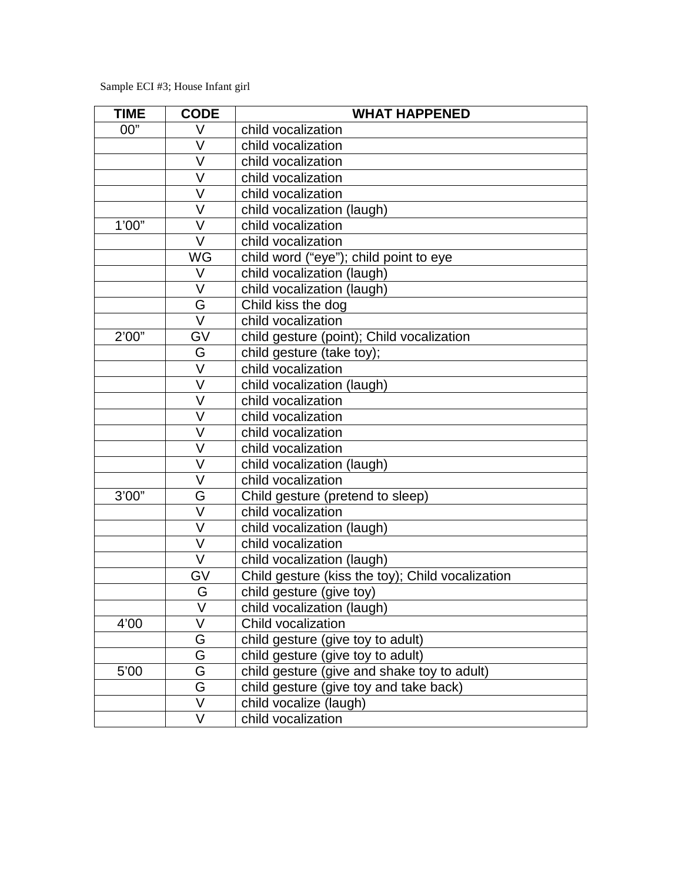Sample ECI #3; House Infant girl

| TIME | CODE | WHAT HAPPENED |
|---|---|---|
| 00” | V | child vocalization |
| | V | child vocalization |
| | V | child vocalization |
| | V | child vocalization |
| | V | child vocalization |
| | V | child vocalization (laugh) |
| 1’00” | V | child vocalization |
| | V | child vocalization |
| | WG | child word (“eye”); child point to eye |
| | V | child vocalization (laugh) |
| | V | child vocalization (laugh) |
| | G | Child kiss the dog |
| | V | child vocalization |
| 2’00” | GV | child gesture (point); Child vocalization |
| | G | child gesture (take toy); |
| | V | child vocalization |
| | V | child vocalization (laugh) |
| | V | child vocalization |
| | V | child vocalization |
| | V | child vocalization |
| | V | child vocalization |
| | V | child vocalization (laugh) |
| | V | child vocalization |
| 3’00” | G | Child gesture (pretend to sleep) |
| | V | child vocalization |
| | V | child vocalization (laugh) |
| | V | child vocalization |
| | V | child vocalization (laugh) |
| | GV | Child gesture (kiss the toy); Child vocalization |
| | G | child gesture (give toy) |
| | V | child vocalization (laugh) |
| 4’00 | V | Child vocalization |
| | G | child gesture (give toy to adult) |
| | G | child gesture (give toy to adult) |
| 5’00 | G | child gesture (give and shake toy to adult) |
| | G | child gesture (give toy and take back) |
| | V | child vocalize (laugh) |
| | V | child vocalization |